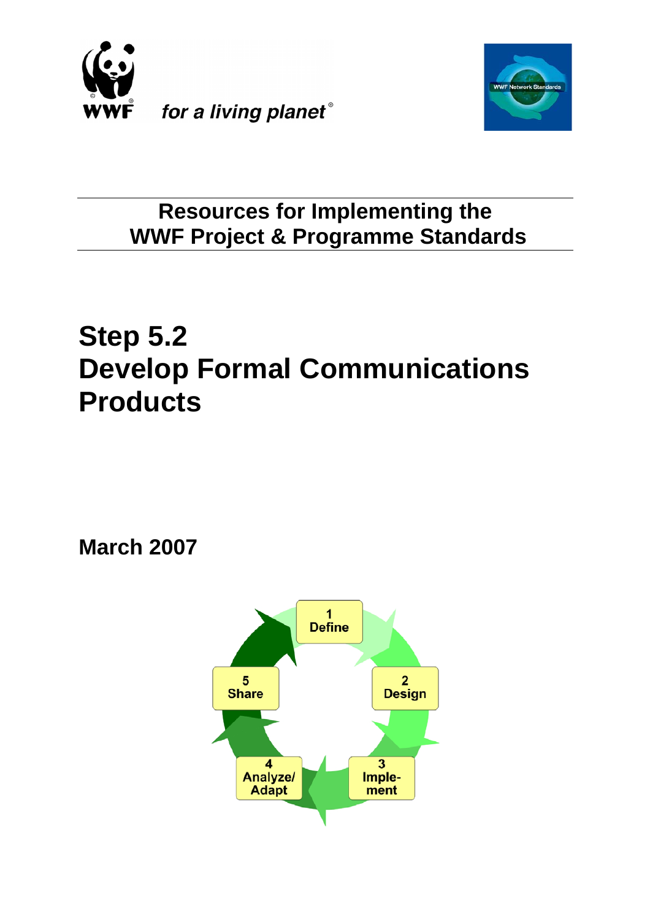WWF *for a living planet*®

WWF Network Standards

## Resources for Implementing the WWF Project & Programme Standards

# Step 5.2 Develop Formal Communications Products

**March 2007**

1 Define

2 Design

3 Imple-ment

4 Analyze/ Adapt

5 Share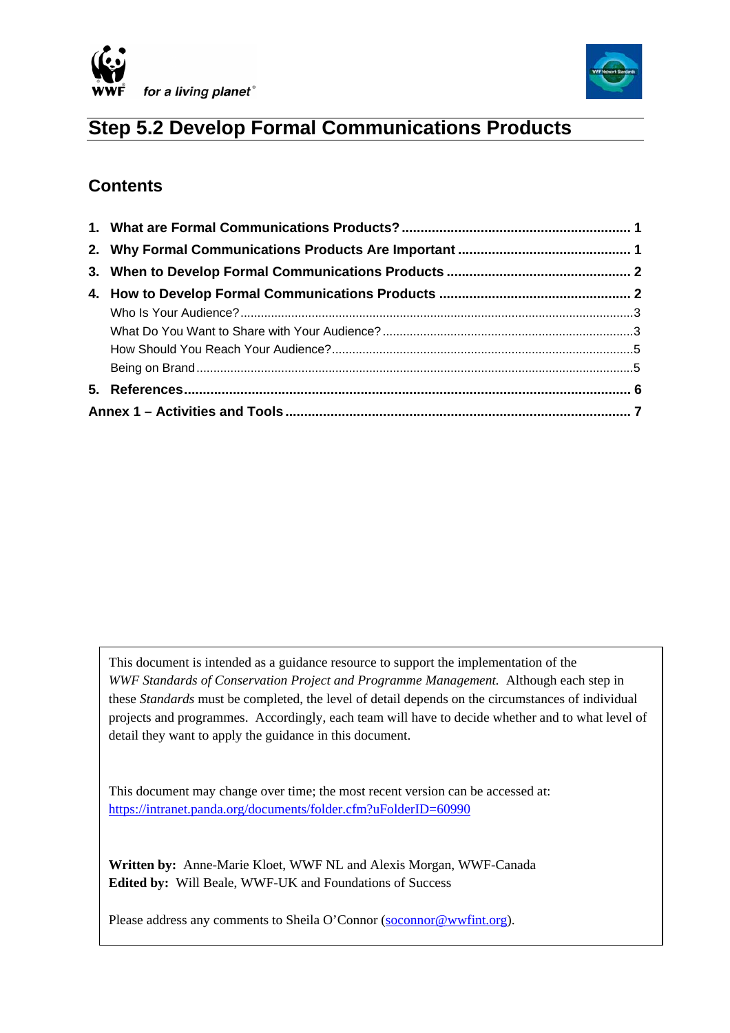# Step 5.2 Develop Formal Communications Products

## Contents

1. What are Formal Communications Products? ............ 1
2. Why Formal Communications Products Are Important ............ 1
3. When to Develop Formal Communications Products ............ 2
4. How to Develop Formal Communications Products ............ 2
   - Who Is Your Audience? ............ 3
   - What Do You Want to Share with Your Audience? ............ 3
   - How Should You Reach Your Audience? ............ 5
   - Being on Brand ............ 5
5. References ............ 6

Annex 1 – Activities and Tools ............ 7

---

This document is intended as a guidance resource to support the implementation of the *WWF Standards of Conservation Project and Programme Management.* Although each step in these *Standards* must be completed, the level of detail depends on the circumstances of individual projects and programmes. Accordingly, each team will have to decide whether and to what level of detail they want to apply the guidance in this document.

This document may change over time; the most recent version can be accessed at: [https://intranet.panda.org/documents/folder.cfm?uFolderID=60990](https://intranet.panda.org/documents/folder.cfm?uFolderID=60990)

**Written by:** Anne-Marie Kloet, WWF NL and Alexis Morgan, WWF-Canada
**Edited by:** Will Beale, WWF-UK and Foundations of Success

Please address any comments to Sheila O'Connor ([soconnor@wwfint.org](mailto:soconnor@wwfint.org)).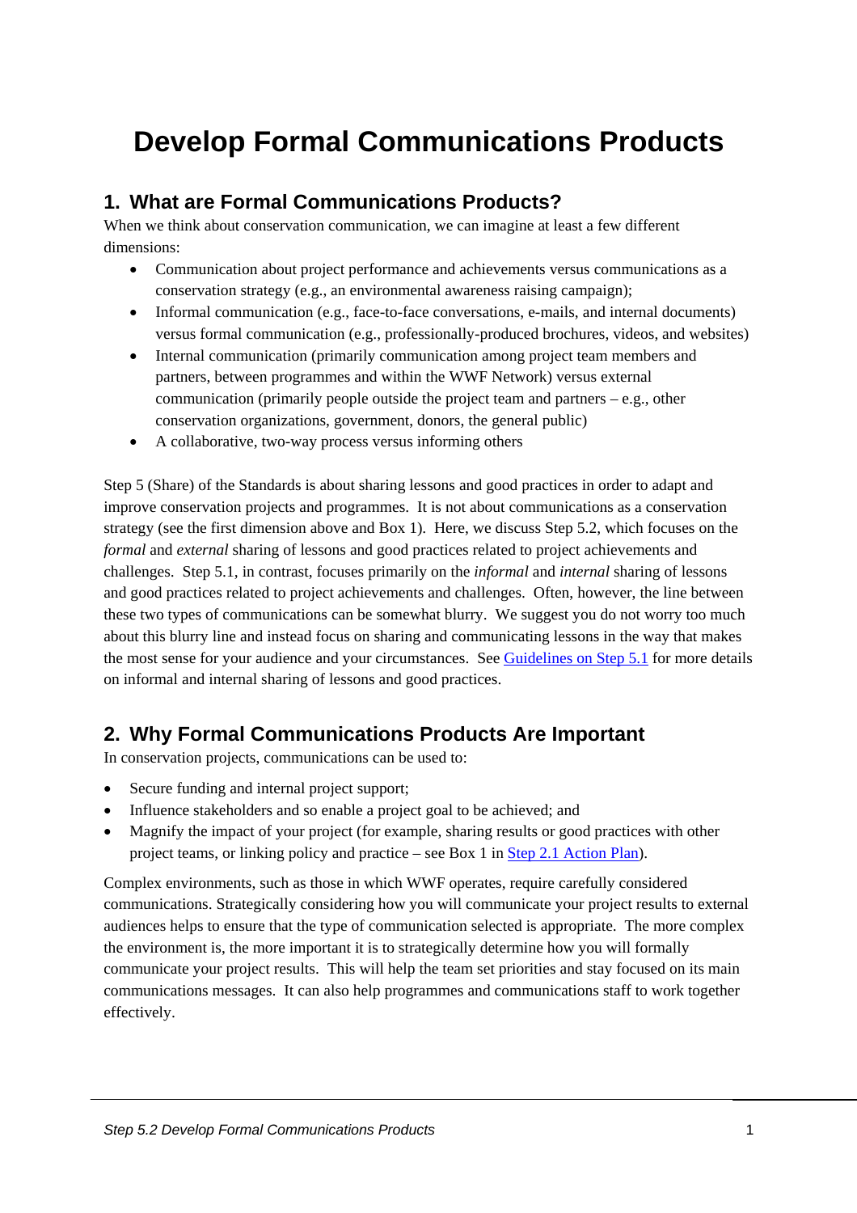# Develop Formal Communications Products

## 1. What are Formal Communications Products?

When we think about conservation communication, we can imagine at least a few different dimensions:

- Communication about project performance and achievements versus communications as a conservation strategy (e.g., an environmental awareness raising campaign);
- Informal communication (e.g., face-to-face conversations, e-mails, and internal documents) versus formal communication (e.g., professionally-produced brochures, videos, and websites)
- Internal communication (primarily communication among project team members and partners, between programmes and within the WWF Network) versus external communication (primarily people outside the project team and partners – e.g., other conservation organizations, government, donors, the general public)
- A collaborative, two-way process versus informing others

Step 5 (Share) of the Standards is about sharing lessons and good practices in order to adapt and improve conservation projects and programmes. It is not about communications as a conservation strategy (see the first dimension above and Box 1). Here, we discuss Step 5.2, which focuses on the *formal* and *external* sharing of lessons and good practices related to project achievements and challenges. Step 5.1, in contrast, focuses primarily on the *informal* and *internal* sharing of lessons and good practices related to project achievements and challenges. Often, however, the line between these two types of communications can be somewhat blurry. We suggest you do not worry too much about this blurry line and instead focus on sharing and communicating lessons in the way that makes the most sense for your audience and your circumstances. See Guidelines on Step 5.1 for more details on informal and internal sharing of lessons and good practices.

## 2. Why Formal Communications Products Are Important

In conservation projects, communications can be used to:

- Secure funding and internal project support;
- Influence stakeholders and so enable a project goal to be achieved; and
- Magnify the impact of your project (for example, sharing results or good practices with other project teams, or linking policy and practice – see Box 1 in Step 2.1 Action Plan).

Complex environments, such as those in which WWF operates, require carefully considered communications. Strategically considering how you will communicate your project results to external audiences helps to ensure that the type of communication selected is appropriate. The more complex the environment is, the more important it is to strategically determine how you will formally communicate your project results. This will help the team set priorities and stay focused on its main communications messages. It can also help programmes and communications staff to work together effectively.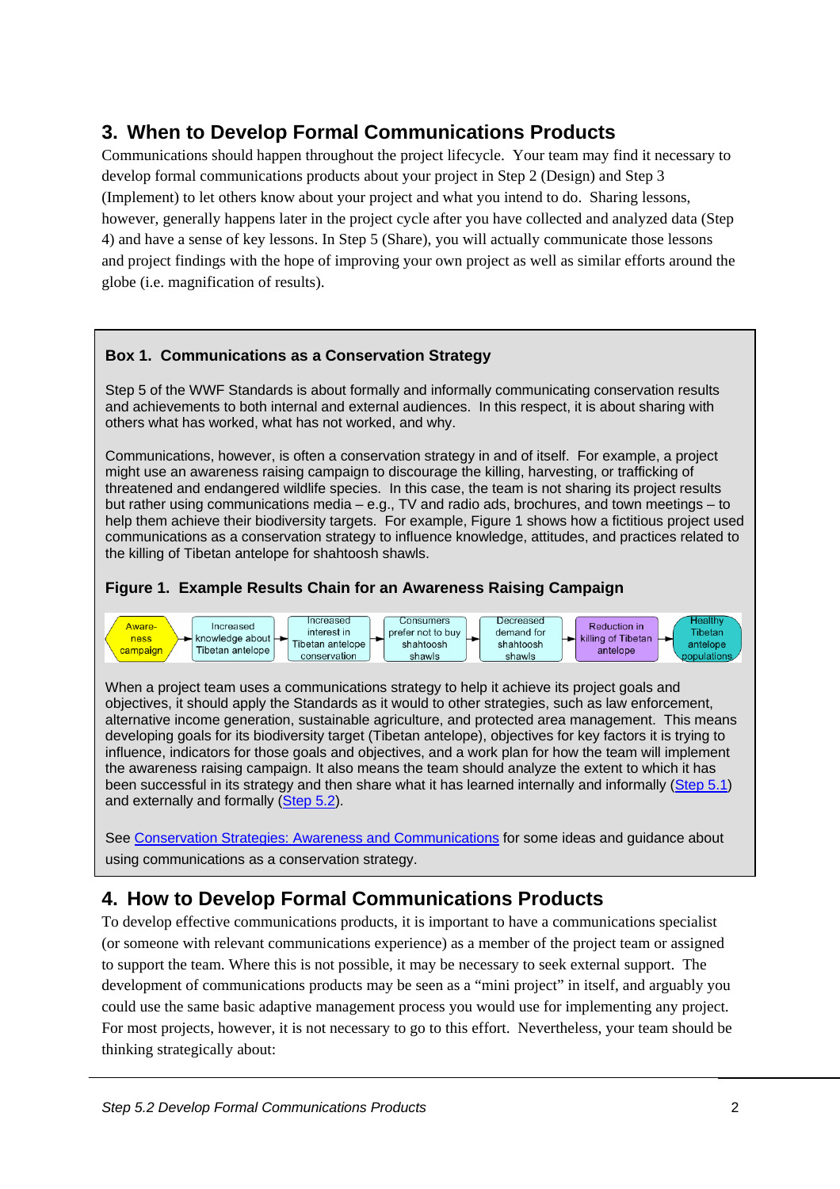## 3. When to Develop Formal Communications Products

Communications should happen throughout the project lifecycle. Your team may find it necessary to develop formal communications products about your project in Step 2 (Design) and Step 3 (Implement) to let others know about your project and what you intend to do. Sharing lessons, however, generally happens later in the project cycle after you have collected and analyzed data (Step 4) and have a sense of key lessons. In Step 5 (Share), you will actually communicate those lessons and project findings with the hope of improving your own project as well as similar efforts around the globe (i.e. magnification of results).

> **Box 1. Communications as a Conservation Strategy**
>
> Step 5 of the WWF Standards is about formally and informally communicating conservation results and achievements to both internal and external audiences. In this respect, it is about sharing with others what has worked, what has not worked, and why.
>
> Communications, however, is often a conservation strategy in and of itself. For example, a project might use an awareness raising campaign to discourage the killing, harvesting, or trafficking of threatened and endangered wildlife species. In this case, the team is not sharing its project results but rather using communications media – e.g., TV and radio ads, brochures, and town meetings – to help them achieve their biodiversity targets. For example, Figure 1 shows how a fictitious project used communications as a conservation strategy to influence knowledge, attitudes, and practices related to the killing of Tibetan antelope for shahtoosh shawls.
>
> **Figure 1. Example Results Chain for an Awareness Raising Campaign**
>
> Awareness campaign → Increased knowledge about Tibetan antelope → Increased interest in Tibetan antelope conservation → Consumers prefer not to buy shahtoosh shawls → Decreased demand for shahtoosh shawls → Reduction in killing of Tibetan antelope → Healthy Tibetan antelope populations
>
> When a project team uses a communications strategy to help it achieve its project goals and objectives, it should apply the Standards as it would to other strategies, such as law enforcement, alternative income generation, sustainable agriculture, and protected area management. This means developing goals for its biodiversity target (Tibetan antelope), objectives for key factors it is trying to influence, indicators for those goals and objectives, and a work plan for how the team will implement the awareness raising campaign. It also means the team should analyze the extent to which it has been successful in its strategy and then share what it has learned internally and informally (Step 5.1) and externally and formally (Step 5.2).
>
> See Conservation Strategies: Awareness and Communications for some ideas and guidance about using communications as a conservation strategy.

## 4. How to Develop Formal Communications Products

To develop effective communications products, it is important to have a communications specialist (or someone with relevant communications experience) as a member of the project team or assigned to support the team. Where this is not possible, it may be necessary to seek external support. The development of communications products may be seen as a "mini project" in itself, and arguably you could use the same basic adaptive management process you would use for implementing any project. For most projects, however, it is not necessary to go to this effort. Nevertheless, your team should be thinking strategically about: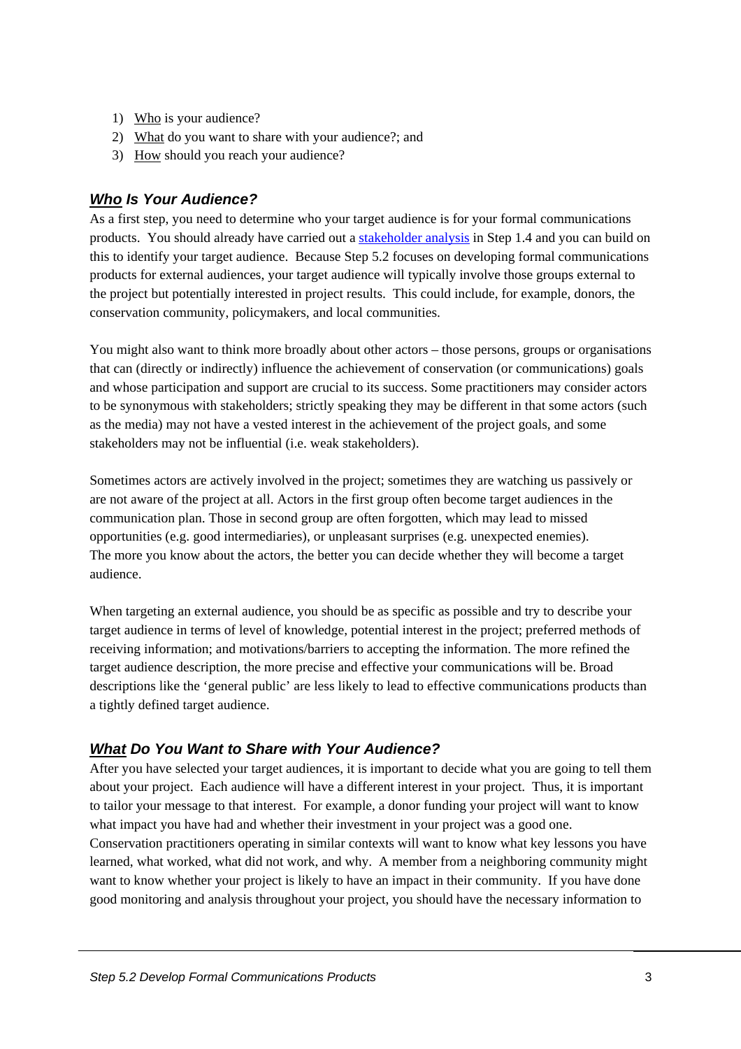1) Who is your audience?
2) What do you want to share with your audience?; and
3) How should you reach your audience?

### ***Who* Is Your Audience?**

As a first step, you need to determine who your target audience is for your formal communications products. You should already have carried out a [stakeholder analysis](#) in Step 1.4 and you can build on this to identify your target audience. Because Step 5.2 focuses on developing formal communications products for external audiences, your target audience will typically involve those groups external to the project but potentially interested in project results. This could include, for example, donors, the conservation community, policymakers, and local communities.

You might also want to think more broadly about other actors – those persons, groups or organisations that can (directly or indirectly) influence the achievement of conservation (or communications) goals and whose participation and support are crucial to its success. Some practitioners may consider actors to be synonymous with stakeholders; strictly speaking they may be different in that some actors (such as the media) may not have a vested interest in the achievement of the project goals, and some stakeholders may not be influential (i.e. weak stakeholders).

Sometimes actors are actively involved in the project; sometimes they are watching us passively or are not aware of the project at all. Actors in the first group often become target audiences in the communication plan. Those in second group are often forgotten, which may lead to missed opportunities (e.g. good intermediaries), or unpleasant surprises (e.g. unexpected enemies). The more you know about the actors, the better you can decide whether they will become a target audience.

When targeting an external audience, you should be as specific as possible and try to describe your target audience in terms of level of knowledge, potential interest in the project; preferred methods of receiving information; and motivations/barriers to accepting the information. The more refined the target audience description, the more precise and effective your communications will be. Broad descriptions like the 'general public' are less likely to lead to effective communications products than a tightly defined target audience.

### ***What* Do You Want to Share with Your Audience?**

After you have selected your target audiences, it is important to decide what you are going to tell them about your project. Each audience will have a different interest in your project. Thus, it is important to tailor your message to that interest. For example, a donor funding your project will want to know what impact you have had and whether their investment in your project was a good one. Conservation practitioners operating in similar contexts will want to know what key lessons you have learned, what worked, what did not work, and why. A member from a neighboring community might want to know whether your project is likely to have an impact in their community. If you have done good monitoring and analysis throughout your project, you should have the necessary information to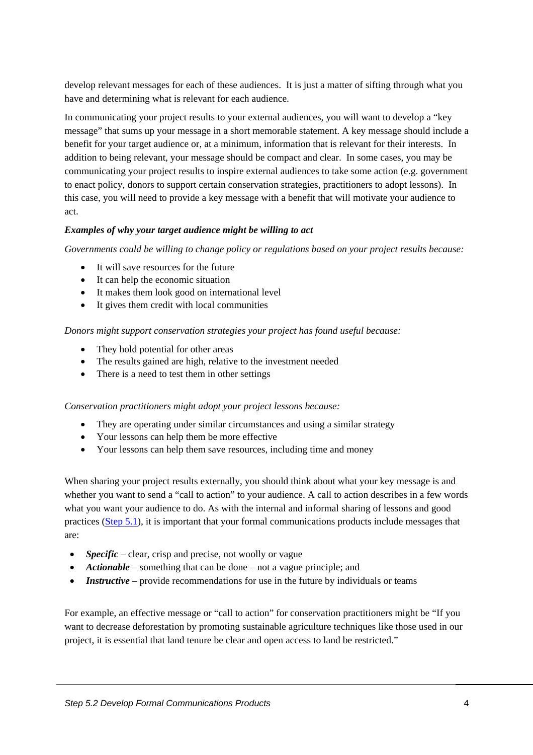develop relevant messages for each of these audiences. It is just a matter of sifting through what you have and determining what is relevant for each audience.

In communicating your project results to your external audiences, you will want to develop a "key message" that sums up your message in a short memorable statement. A key message should include a benefit for your target audience or, at a minimum, information that is relevant for their interests. In addition to being relevant, your message should be compact and clear. In some cases, you may be communicating your project results to inspire external audiences to take some action (e.g. government to enact policy, donors to support certain conservation strategies, practitioners to adopt lessons). In this case, you will need to provide a key message with a benefit that will motivate your audience to act.

***Examples of why your target audience might be willing to act***

*Governments could be willing to change policy or regulations based on your project results because:*

- It will save resources for the future
- It can help the economic situation
- It makes them look good on international level
- It gives them credit with local communities

*Donors might support conservation strategies your project has found useful because:*

- They hold potential for other areas
- The results gained are high, relative to the investment needed
- There is a need to test them in other settings

*Conservation practitioners might adopt your project lessons because:*

- They are operating under similar circumstances and using a similar strategy
- Your lessons can help them be more effective
- Your lessons can help them save resources, including time and money

When sharing your project results externally, you should think about what your key message is and whether you want to send a "call to action" to your audience. A call to action describes in a few words what you want your audience to do. As with the internal and informal sharing of lessons and good practices (Step 5.1), it is important that your formal communications products include messages that are:

- ***Specific*** – clear, crisp and precise, not woolly or vague
- ***Actionable*** – something that can be done – not a vague principle; and
- ***Instructive*** – provide recommendations for use in the future by individuals or teams

For example, an effective message or "call to action" for conservation practitioners might be "If you want to decrease deforestation by promoting sustainable agriculture techniques like those used in our project, it is essential that land tenure be clear and open access to land be restricted."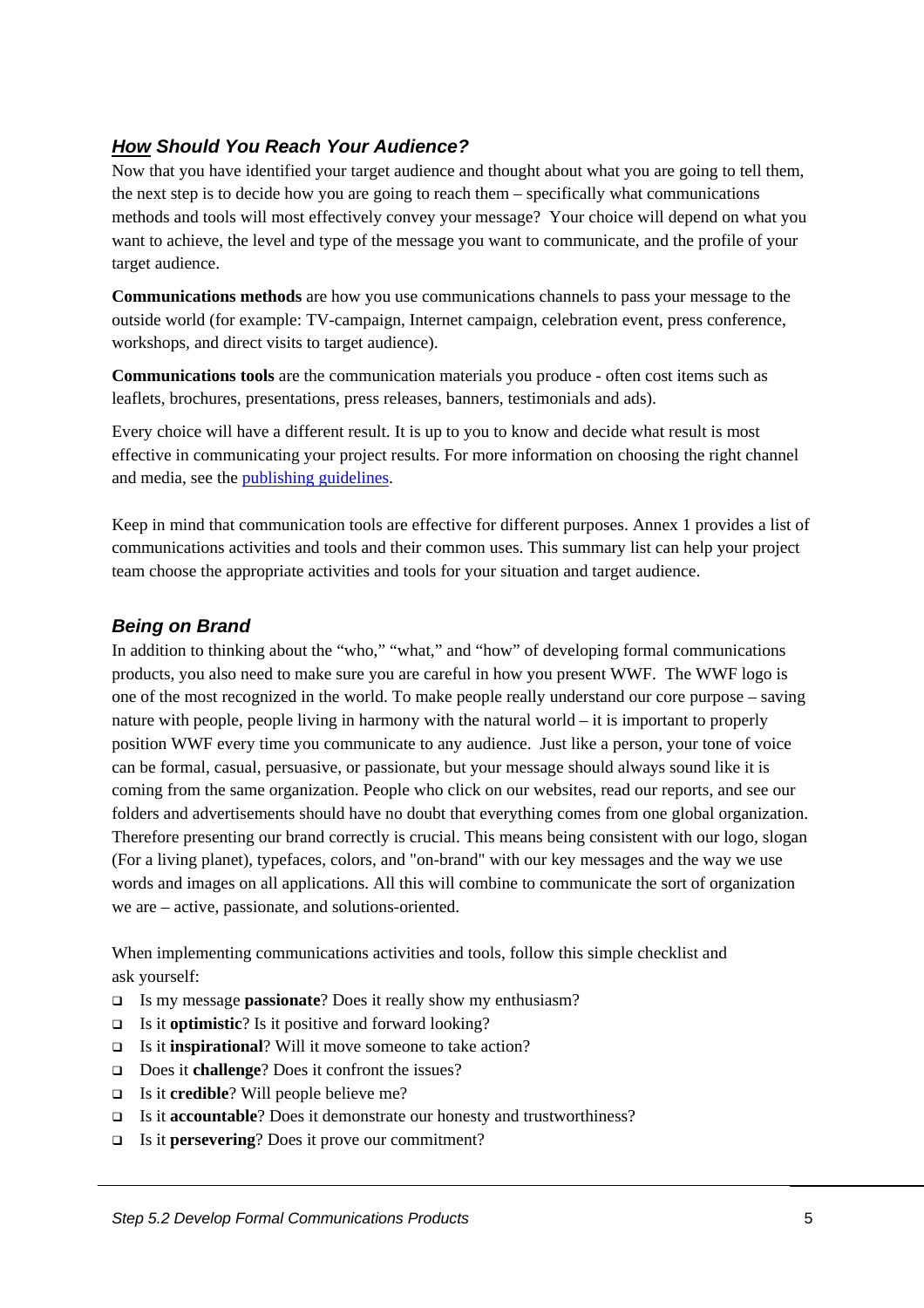## ***How*** *Should You Reach Your Audience?*

Now that you have identified your target audience and thought about what you are going to tell them, the next step is to decide how you are going to reach them – specifically what communications methods and tools will most effectively convey your message? Your choice will depend on what you want to achieve, the level and type of the message you want to communicate, and the profile of your target audience.

**Communications methods** are how you use communications channels to pass your message to the outside world (for example: TV-campaign, Internet campaign, celebration event, press conference, workshops, and direct visits to target audience).

**Communications tools** are the communication materials you produce - often cost items such as leaflets, brochures, presentations, press releases, banners, testimonials and ads).

Every choice will have a different result. It is up to you to know and decide what result is most effective in communicating your project results. For more information on choosing the right channel and media, see the publishing guidelines.

Keep in mind that communication tools are effective for different purposes. Annex 1 provides a list of communications activities and tools and their common uses. This summary list can help your project team choose the appropriate activities and tools for your situation and target audience.

## *Being on Brand*

In addition to thinking about the "who," "what," and "how" of developing formal communications products, you also need to make sure you are careful in how you present WWF. The WWF logo is one of the most recognized in the world. To make people really understand our core purpose – saving nature with people, people living in harmony with the natural world – it is important to properly position WWF every time you communicate to any audience. Just like a person, your tone of voice can be formal, casual, persuasive, or passionate, but your message should always sound like it is coming from the same organization. People who click on our websites, read our reports, and see our folders and advertisements should have no doubt that everything comes from one global organization. Therefore presenting our brand correctly is crucial. This means being consistent with our logo, slogan (For a living planet), typefaces, colors, and "on-brand" with our key messages and the way we use words and images on all applications. All this will combine to communicate the sort of organization we are – active, passionate, and solutions-oriented.

When implementing communications activities and tools, follow this simple checklist and ask yourself:

- Is my message **passionate**? Does it really show my enthusiasm?
- Is it **optimistic**? Is it positive and forward looking?
- Is it **inspirational**? Will it move someone to take action?
- Does it **challenge**? Does it confront the issues?
- Is it **credible**? Will people believe me?
- Is it **accountable**? Does it demonstrate our honesty and trustworthiness?
- Is it **persevering**? Does it prove our commitment?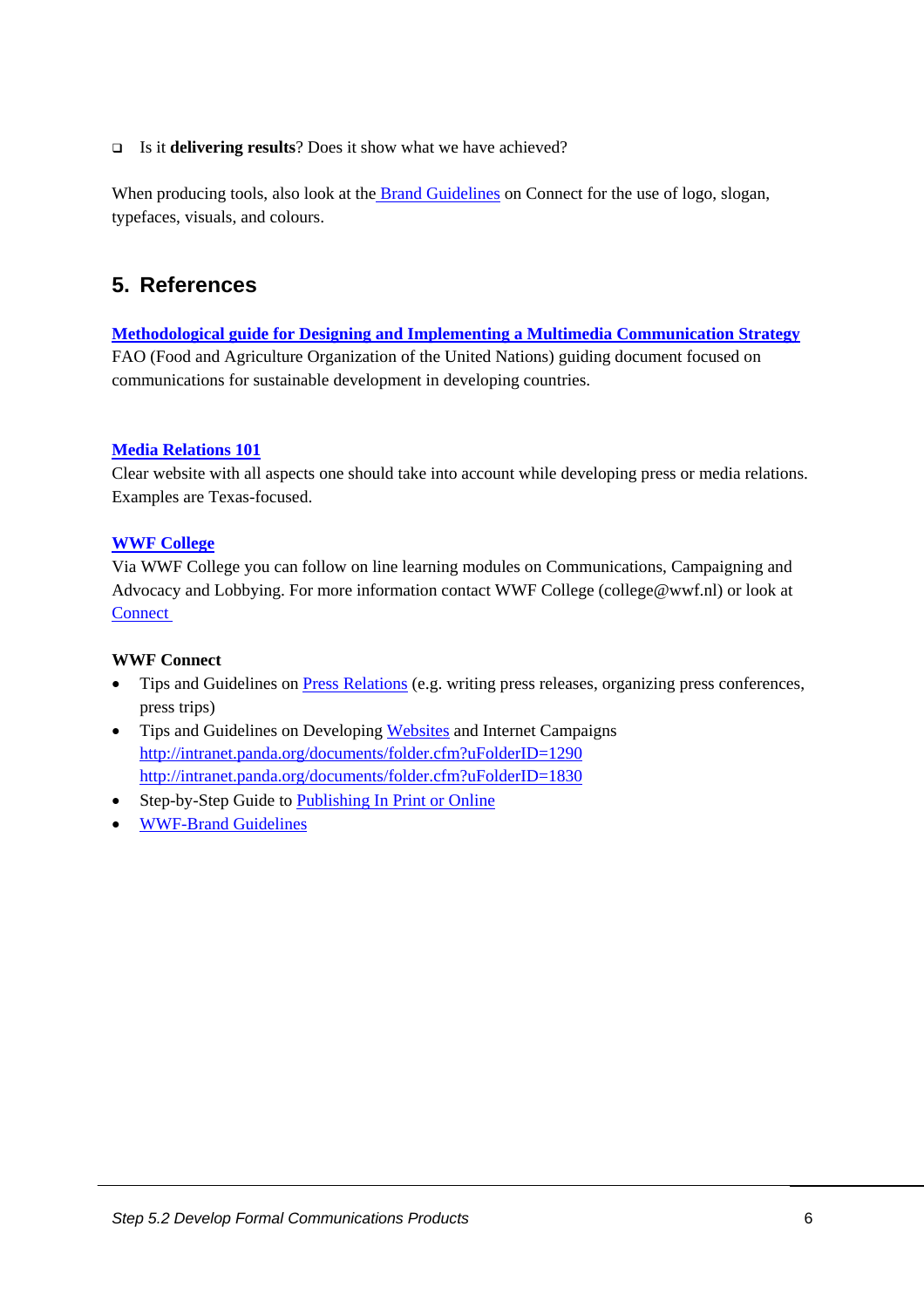- Is it **delivering results**? Does it show what we have achieved?

When producing tools, also look at the Brand Guidelines on Connect for the use of logo, slogan, typefaces, visuals, and colours.

## 5. References

**Methodological guide for Designing and Implementing a Multimedia Communication Strategy**
FAO (Food and Agriculture Organization of the United Nations) guiding document focused on communications for sustainable development in developing countries.

**Media Relations 101**
Clear website with all aspects one should take into account while developing press or media relations. Examples are Texas-focused.

**WWF College**
Via WWF College you can follow on line learning modules on Communications, Campaigning and Advocacy and Lobbying. For more information contact WWF College (college@wwf.nl) or look at Connect

**WWF Connect**

- Tips and Guidelines on Press Relations (e.g. writing press releases, organizing press conferences, press trips)
- Tips and Guidelines on Developing Websites and Internet Campaigns
  http://intranet.panda.org/documents/folder.cfm?uFolderID=1290
  http://intranet.panda.org/documents/folder.cfm?uFolderID=1830
- Step-by-Step Guide to Publishing In Print or Online
- WWF-Brand Guidelines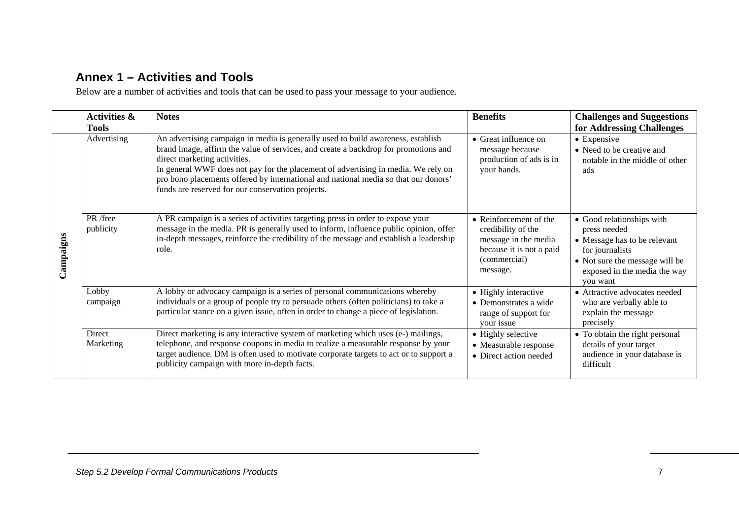## Annex 1 – Activities and Tools

Below are a number of activities and tools that can be used to pass your message to your audience.

| | Activities & Tools | Notes | Benefits | Challenges and Suggestions for Addressing Challenges |
|---|---|---|---|---|
| Campaigns | Advertising | An advertising campaign in media is generally used to build awareness, establish brand image, affirm the value of services, and create a backdrop for promotions and direct marketing activities.<br>In general WWF does not pay for the placement of advertising in media. We rely on pro bono placements offered by international and national media so that our donors' funds are reserved for our conservation projects. | • Great influence on message because production of ads is in your hands. | • Expensive<br>• Need to be creative and notable in the middle of other ads |
| | PR /free publicity | A PR campaign is a series of activities targeting press in order to expose your message in the media. PR is generally used to inform, influence public opinion, offer in-depth messages, reinforce the credibility of the message and establish a leadership role. | • Reinforcement of the credibility of the message in the media because it is not a paid (commercial) message. | • Good relationships with press needed<br>• Message has to be relevant for journalists<br>• Not sure the message will be exposed in the media the way you want |
| | Lobby campaign | A lobby or advocacy campaign is a series of personal communications whereby individuals or a group of people try to persuade others (often politicians) to take a particular stance on a given issue, often in order to change a piece of legislation. | • Highly interactive<br>• Demonstrates a wide range of support for your issue | • Attractive advocates needed who are verbally able to explain the message precisely |
| | Direct Marketing | Direct marketing is any interactive system of marketing which uses (e-) mailings, telephone, and response coupons in media to realize a measurable response by your target audience. DM is often used to motivate corporate targets to act or to support a publicity campaign with more in-depth facts. | • Highly selective<br>• Measurable response<br>• Direct action needed | • To obtain the right personal details of your target audience in your database is difficult |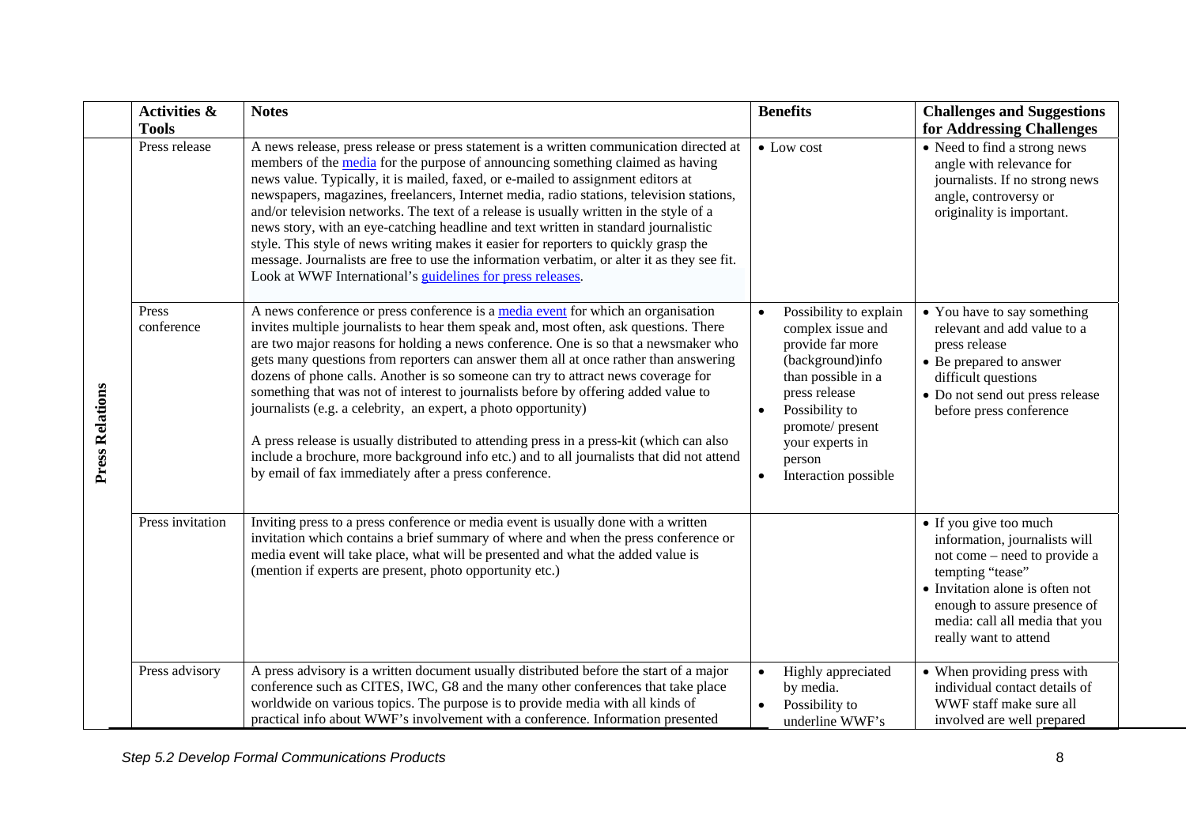|  | Activities & Tools | Notes | Benefits | Challenges and Suggestions for Addressing Challenges |
|---|---|---|---|---|
| Press Relations | Press release | A news release, press release or press statement is a written communication directed at members of the media for the purpose of announcing something claimed as having news value. Typically, it is mailed, faxed, or e-mailed to assignment editors at newspapers, magazines, freelancers, Internet media, radio stations, television stations, and/or television networks. The text of a release is usually written in the style of a news story, with an eye-catching headline and text written in standard journalistic style. This style of news writing makes it easier for reporters to quickly grasp the message. Journalists are free to use the information verbatim, or alter it as they see fit. Look at WWF International's guidelines for press releases. | • Low cost | • Need to find a strong news angle with relevance for journalists. If no strong news angle, controversy or originality is important. |
|  | Press conference | A news conference or press conference is a media event for which an organisation invites multiple journalists to hear them speak and, most often, ask questions. There are two major reasons for holding a news conference. One is so that a newsmaker who gets many questions from reporters can answer them all at once rather than answering dozens of phone calls. Another is so someone can try to attract news coverage for something that was not of interest to journalists before by offering added value to journalists (e.g. a celebrity, an expert, a photo opportunity)<br><br>A press release is usually distributed to attending press in a press-kit (which can also include a brochure, more background info etc.) and to all journalists that did not attend by email of fax immediately after a press conference. | • Possibility to explain complex issue and provide far more (background)info than possible in a press release<br>• Possibility to promote/ present your experts in person<br>• Interaction possible | • You have to say something relevant and add value to a press release<br>• Be prepared to answer difficult questions<br>• Do not send out press release before press conference |
|  | Press invitation | Inviting press to a press conference or media event is usually done with a written invitation which contains a brief summary of where and when the press conference or media event will take place, what will be presented and what the added value is (mention if experts are present, photo opportunity etc.) |  | • If you give too much information, journalists will not come – need to provide a tempting "tease"<br>• Invitation alone is often not enough to assure presence of media: call all media that you really want to attend |
|  | Press advisory | A press advisory is a written document usually distributed before the start of a major conference such as CITES, IWC, G8 and the many other conferences that take place worldwide on various topics. The purpose is to provide media with all kinds of practical info about WWF's involvement with a conference. Information presented | • Highly appreciated by media.<br>• Possibility to underline WWF's | • When providing press with individual contact details of WWF staff make sure all involved are well prepared |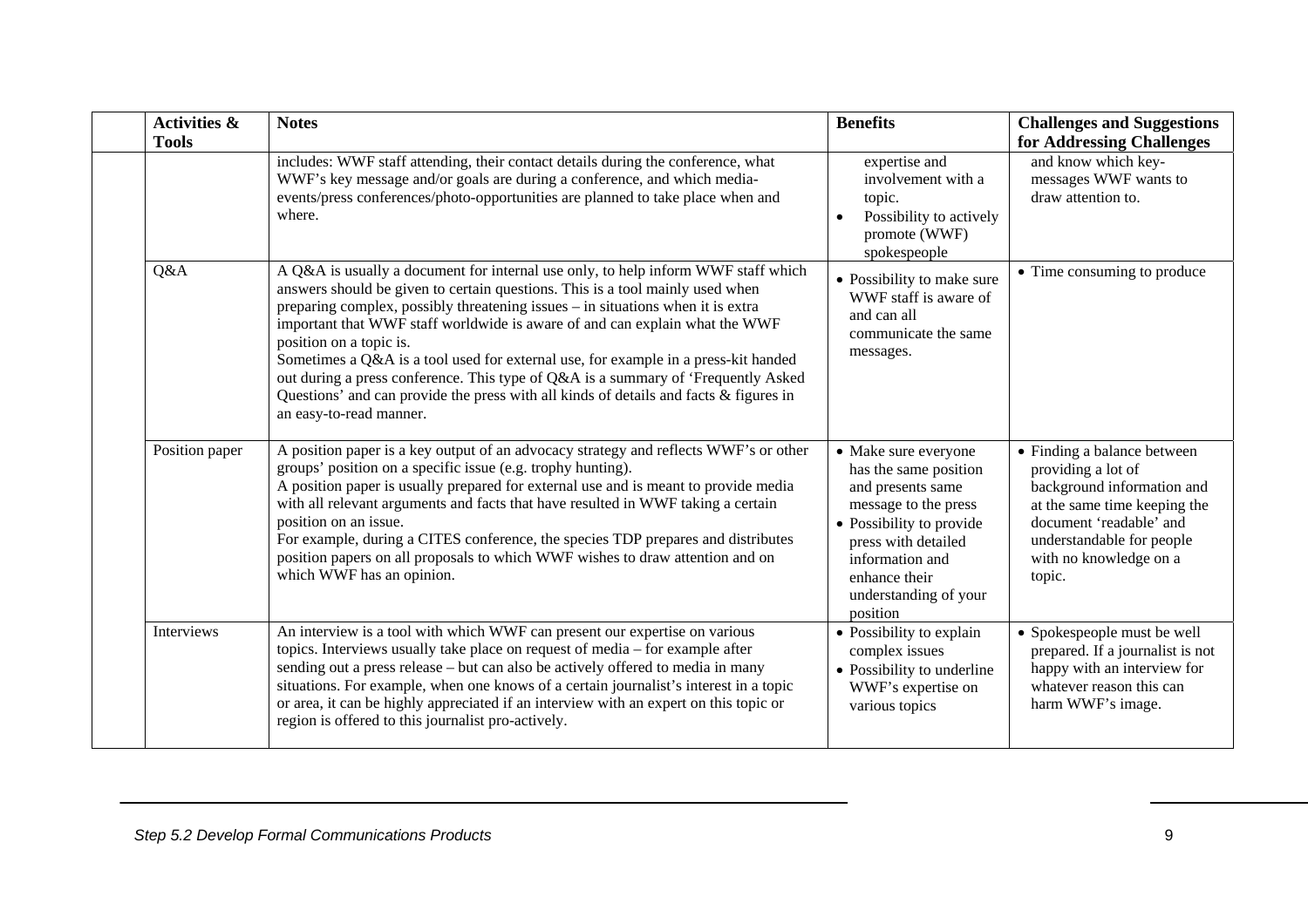| Activities & Tools | Notes | Benefits | Challenges and Suggestions for Addressing Challenges |
|---|---|---|---|
| | includes: WWF staff attending, their contact details during the conference, what WWF's key message and/or goals are during a conference, and which media-events/press conferences/photo-opportunities are planned to take place when and where. | expertise and involvement with a topic.<br>• Possibility to actively promote (WWF) spokespeople | and know which key-messages WWF wants to draw attention to. |
| Q&A | A Q&A is usually a document for internal use only, to help inform WWF staff which answers should be given to certain questions. This is a tool mainly used when preparing complex, possibly threatening issues – in situations when it is extra important that WWF staff worldwide is aware of and can explain what the WWF position on a topic is.<br>Sometimes a Q&A is a tool used for external use, for example in a press-kit handed out during a press conference. This type of Q&A is a summary of 'Frequently Asked Questions' and can provide the press with all kinds of details and facts & figures in an easy-to-read manner. | • Possibility to make sure WWF staff is aware of and can all communicate the same messages. | • Time consuming to produce |
| Position paper | A position paper is a key output of an advocacy strategy and reflects WWF's or other groups' position on a specific issue (e.g. trophy hunting).<br>A position paper is usually prepared for external use and is meant to provide media with all relevant arguments and facts that have resulted in WWF taking a certain position on an issue.<br>For example, during a CITES conference, the species TDP prepares and distributes position papers on all proposals to which WWF wishes to draw attention and on which WWF has an opinion. | • Make sure everyone has the same position and presents same message to the press<br>• Possibility to provide press with detailed information and enhance their understanding of your position | • Finding a balance between providing a lot of background information and at the same time keeping the document 'readable' and understandable for people with no knowledge on a topic. |
| Interviews | An interview is a tool with which WWF can present our expertise on various topics. Interviews usually take place on request of media – for example after sending out a press release – but can also be actively offered to media in many situations. For example, when one knows of a certain journalist's interest in a topic or area, it can be highly appreciated if an interview with an expert on this topic or region is offered to this journalist pro-actively. | • Possibility to explain complex issues<br>• Possibility to underline WWF's expertise on various topics | • Spokespeople must be well prepared. If a journalist is not happy with an interview for whatever reason this can harm WWF's image. |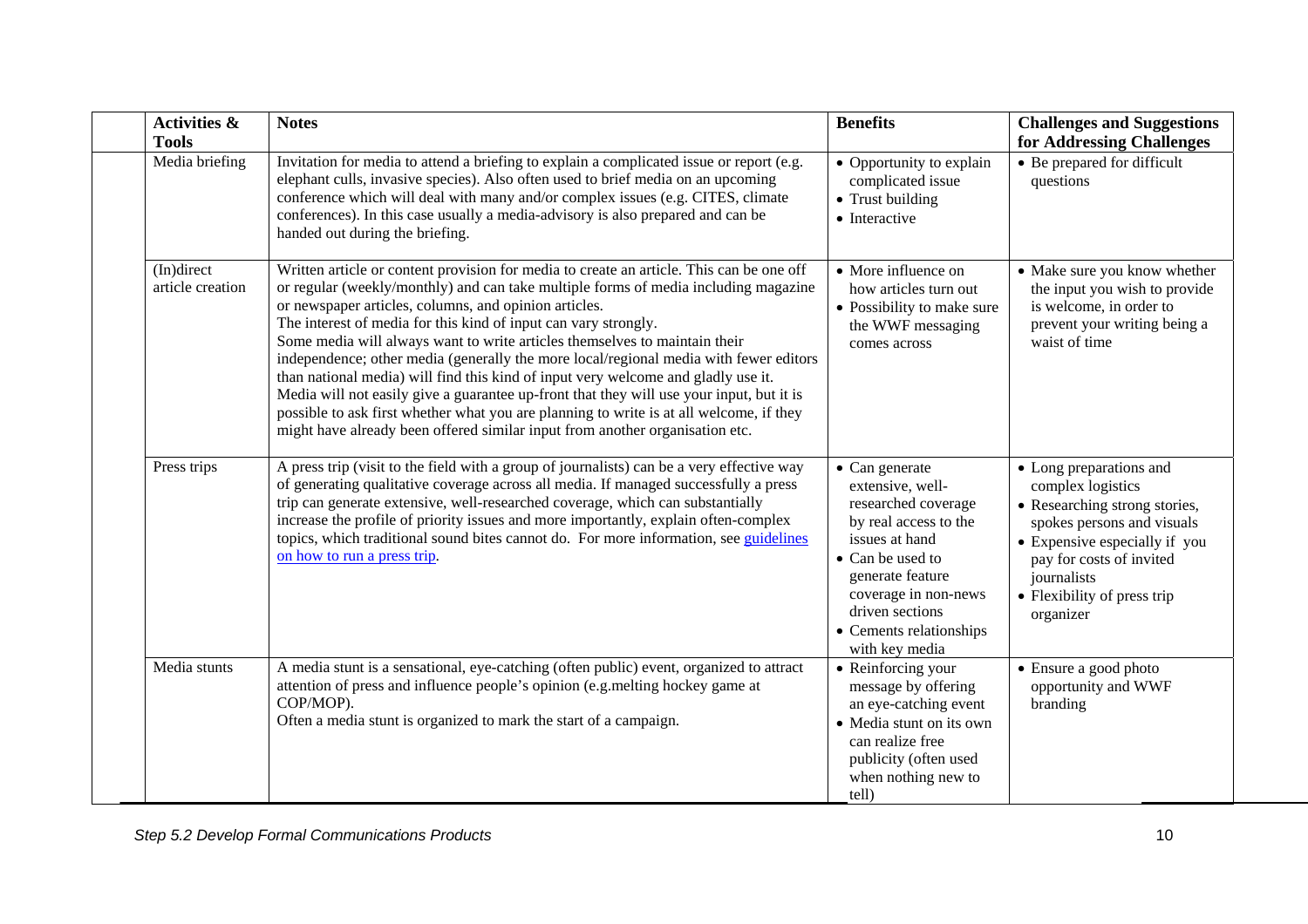| Activities & Tools | Notes | Benefits | Challenges and Suggestions for Addressing Challenges |
|---|---|---|---|
| Media briefing | Invitation for media to attend a briefing to explain a complicated issue or report (e.g. elephant culls, invasive species). Also often used to brief media on an upcoming conference which will deal with many and/or complex issues (e.g. CITES, climate conferences). In this case usually a media-advisory is also prepared and can be handed out during the briefing. | • Opportunity to explain complicated issue<br>• Trust building<br>• Interactive | • Be prepared for difficult questions |
| (In)direct article creation | Written article or content provision for media to create an article. This can be one off or regular (weekly/monthly) and can take multiple forms of media including magazine or newspaper articles, columns, and opinion articles.<br>The interest of media for this kind of input can vary strongly.<br>Some media will always want to write articles themselves to maintain their independence; other media (generally the more local/regional media with fewer editors than national media) will find this kind of input very welcome and gladly use it.<br>Media will not easily give a guarantee up-front that they will use your input, but it is possible to ask first whether what you are planning to write is at all welcome, if they might have already been offered similar input from another organisation etc. | • More influence on how articles turn out<br>• Possibility to make sure the WWF messaging comes across | • Make sure you know whether the input you wish to provide is welcome, in order to prevent your writing being a waist of time |
| Press trips | A press trip (visit to the field with a group of journalists) can be a very effective way of generating qualitative coverage across all media. If managed successfully a press trip can generate extensive, well-researched coverage, which can substantially increase the profile of priority issues and more importantly, explain often-complex topics, which traditional sound bites cannot do. For more information, see guidelines on how to run a press trip. | • Can generate extensive, well-researched coverage by real access to the issues at hand<br>• Can be used to generate feature coverage in non-news driven sections<br>• Cements relationships with key media | • Long preparations and complex logistics<br>• Researching strong stories, spokes persons and visuals<br>• Expensive especially if you pay for costs of invited journalists<br>• Flexibility of press trip organizer |
| Media stunts | A media stunt is a sensational, eye-catching (often public) event, organized to attract attention of press and influence people's opinion (e.g.melting hockey game at COP/MOP).<br>Often a media stunt is organized to mark the start of a campaign. | • Reinforcing your message by offering an eye-catching event<br>• Media stunt on its own can realize free publicity (often used when nothing new to tell) | • Ensure a good photo opportunity and WWF branding |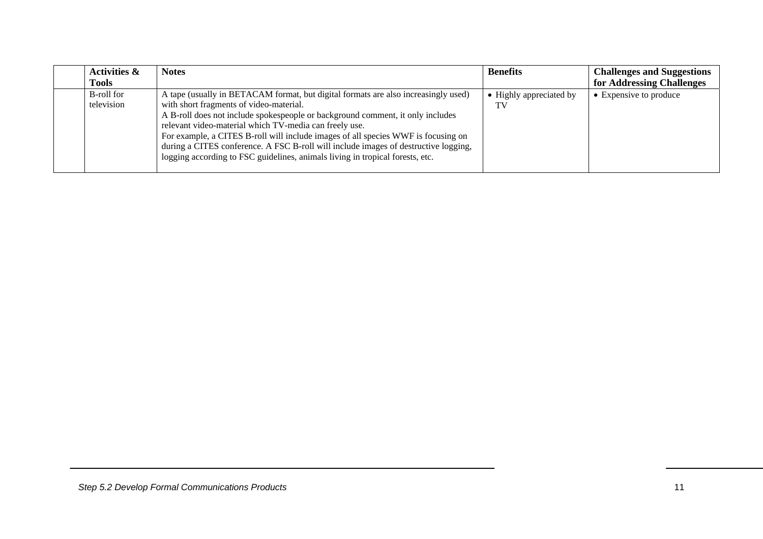| | Activities & Tools | Notes | Benefits | Challenges and Suggestions for Addressing Challenges |
|---|---|---|---|---|
| | B-roll for television | A tape (usually in BETACAM format, but digital formats are also increasingly used) with short fragments of video-material.<br>A B-roll does not include spokespeople or background comment, it only includes relevant video-material which TV-media can freely use.<br>For example, a CITES B-roll will include images of all species WWF is focusing on during a CITES conference. A FSC B-roll will include images of destructive logging, logging according to FSC guidelines, animals living in tropical forests, etc. | • Highly appreciated by TV | • Expensive to produce |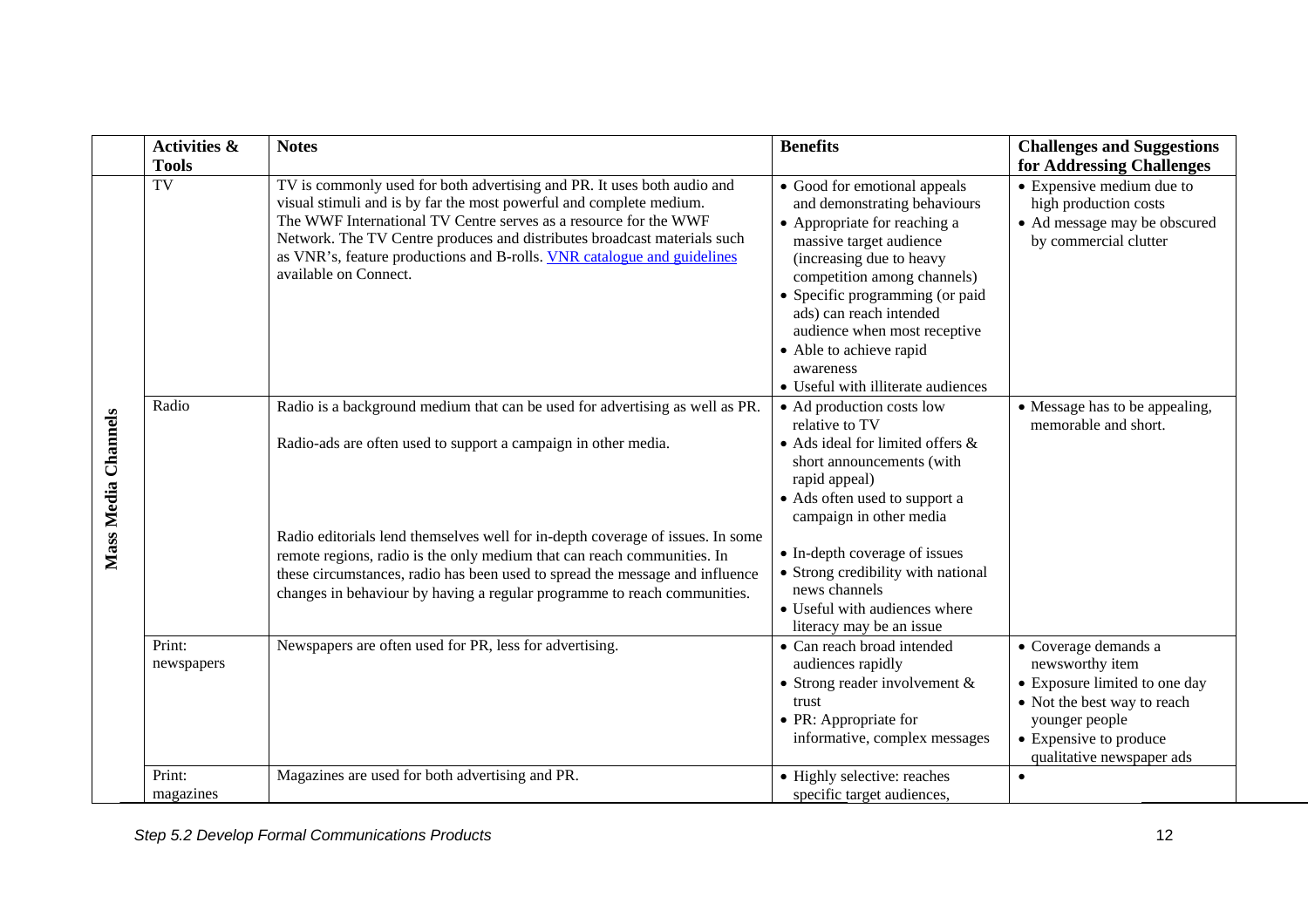| | Activities & Tools | Notes | Benefits | Challenges and Suggestions for Addressing Challenges |
|---|---|---|---|---|
| Mass Media Channels | TV | TV is commonly used for both advertising and PR. It uses both audio and visual stimuli and is by far the most powerful and complete medium.<br>The WWF International TV Centre serves as a resource for the WWF Network. The TV Centre produces and distributes broadcast materials such as VNR's, feature productions and B-rolls. [VNR catalogue and guidelines] available on Connect. | • Good for emotional appeals and demonstrating behaviours<br>• Appropriate for reaching a massive target audience (increasing due to heavy competition among channels)<br>• Specific programming (or paid ads) can reach intended audience when most receptive<br>• Able to achieve rapid awareness<br>• Useful with illiterate audiences | • Expensive medium due to high production costs<br>• Ad message may be obscured by commercial clutter |
| | Radio | Radio is a background medium that can be used for advertising as well as PR.<br><br>Radio-ads are often used to support a campaign in other media.<br><br>Radio editorials lend themselves well for in-depth coverage of issues. In some remote regions, radio is the only medium that can reach communities. In these circumstances, radio has been used to spread the message and influence changes in behaviour by having a regular programme to reach communities. | • Ad production costs low relative to TV<br>• Ads ideal for limited offers & short announcements (with rapid appeal)<br>• Ads often used to support a campaign in other media<br><br>• In-depth coverage of issues<br>• Strong credibility with national news channels<br>• Useful with audiences where literacy may be an issue | • Message has to be appealing, memorable and short. |
| | Print: newspapers | Newspapers are often used for PR, less for advertising. | • Can reach broad intended audiences rapidly<br>• Strong reader involvement & trust<br>• PR: Appropriate for informative, complex messages | • Coverage demands a newsworthy item<br>• Exposure limited to one day<br>• Not the best way to reach younger people<br>• Expensive to produce qualitative newspaper ads |
| | Print: magazines | Magazines are used for both advertising and PR. | • Highly selective: reaches specific target audiences, | • |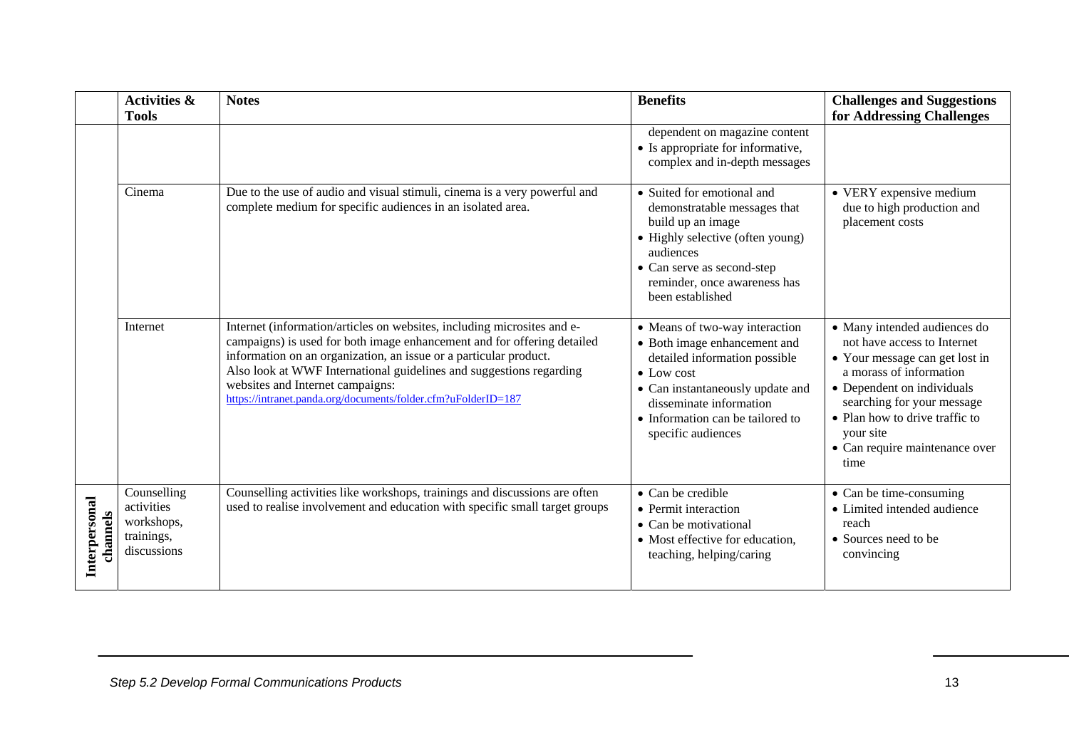| | Activities & Tools | Notes | Benefits | Challenges and Suggestions for Addressing Challenges |
|---|---|---|---|---|
| | | | dependent on magazine content<br>• Is appropriate for informative, complex and in-depth messages | |
| | Cinema | Due to the use of audio and visual stimuli, cinema is a very powerful and complete medium for specific audiences in an isolated area. | • Suited for emotional and demonstratable messages that build up an image<br>• Highly selective (often young) audiences<br>• Can serve as second-step reminder, once awareness has been established | • VERY expensive medium due to high production and placement costs |
| | Internet | Internet (information/articles on websites, including microsites and e-campaigns) is used for both image enhancement and for offering detailed information on an organization, an issue or a particular product.<br>Also look at WWF International guidelines and suggestions regarding websites and Internet campaigns:<br>https://intranet.panda.org/documents/folder.cfm?uFolderID=187 | • Means of two-way interaction<br>• Both image enhancement and detailed information possible<br>• Low cost<br>• Can instantaneously update and disseminate information<br>• Information can be tailored to specific audiences | • Many intended audiences do not have access to Internet<br>• Your message can get lost in a morass of information<br>• Dependent on individuals searching for your message<br>• Plan how to drive traffic to your site<br>• Can require maintenance over time |
| **Interpersonal channels** | Counselling activities workshops, trainings, discussions | Counselling activities like workshops, trainings and discussions are often used to realise involvement and education with specific small target groups | • Can be credible<br>• Permit interaction<br>• Can be motivational<br>• Most effective for education, teaching, helping/caring | • Can be time-consuming<br>• Limited intended audience reach<br>• Sources need to be convincing |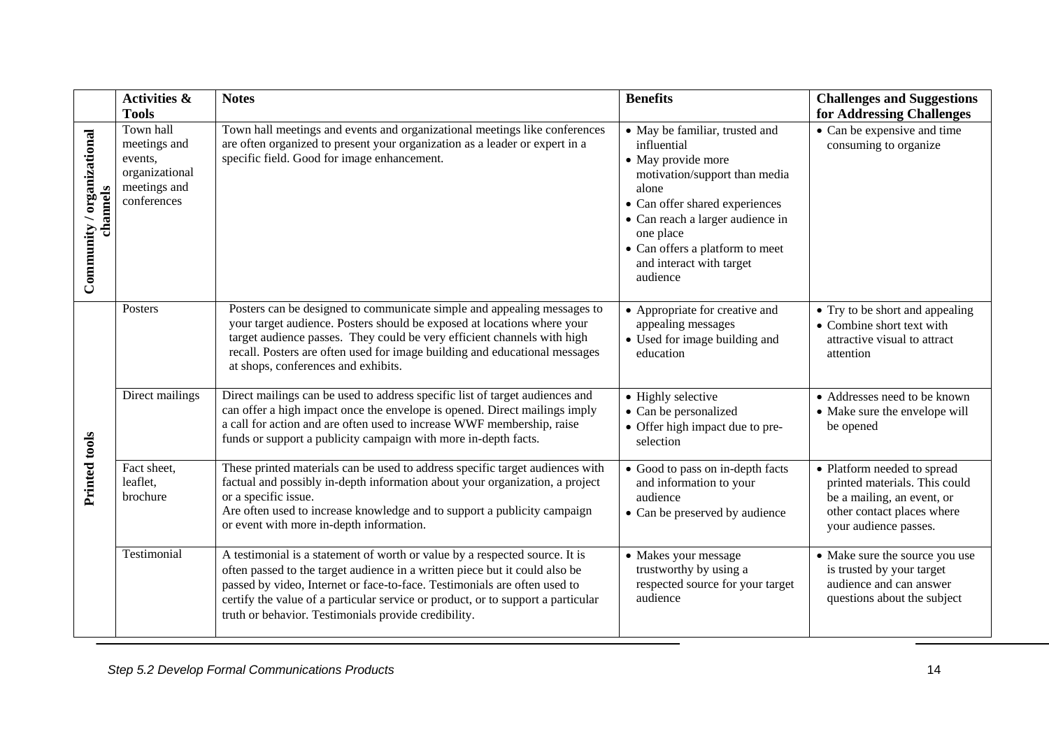| | Activities & Tools | Notes | Benefits | Challenges and Suggestions for Addressing Challenges |
|---|---|---|---|---|
| **Community / organizational channels** | Town hall meetings and events, organizational meetings and conferences | Town hall meetings and events and organizational meetings like conferences are often organized to present your organization as a leader or expert in a specific field. Good for image enhancement. | • May be familiar, trusted and influential<br>• May provide more motivation/support than media alone<br>• Can offer shared experiences<br>• Can reach a larger audience in one place<br>• Can offers a platform to meet and interact with target audience | • Can be expensive and time consuming to organize |
| **Printed tools** | Posters | Posters can be designed to communicate simple and appealing messages to your target audience. Posters should be exposed at locations where your target audience passes. They could be very efficient channels with high recall. Posters are often used for image building and educational messages at shops, conferences and exhibits. | • Appropriate for creative and appealing messages<br>• Used for image building and education | • Try to be short and appealing<br>• Combine short text with attractive visual to attract attention |
| | Direct mailings | Direct mailings can be used to address specific list of target audiences and can offer a high impact once the envelope is opened. Direct mailings imply a call for action and are often used to increase WWF membership, raise funds or support a publicity campaign with more in-depth facts. | • Highly selective<br>• Can be personalized<br>• Offer high impact due to pre-selection | • Addresses need to be known<br>• Make sure the envelope will be opened |
| | Fact sheet, leaflet, brochure | These printed materials can be used to address specific target audiences with factual and possibly in-depth information about your organization, a project or a specific issue.<br>Are often used to increase knowledge and to support a publicity campaign or event with more in-depth information. | • Good to pass on in-depth facts and information to your audience<br>• Can be preserved by audience | • Platform needed to spread printed materials. This could be a mailing, an event, or other contact places where your audience passes. |
| | Testimonial | A testimonial is a statement of worth or value by a respected source. It is often passed to the target audience in a written piece but it could also be passed by video, Internet or face-to-face. Testimonials are often used to certify the value of a particular service or product, or to support a particular truth or behavior. Testimonials provide credibility. | • Makes your message trustworthy by using a respected source for your target audience | • Make sure the source you use is trusted by your target audience and can answer questions about the subject |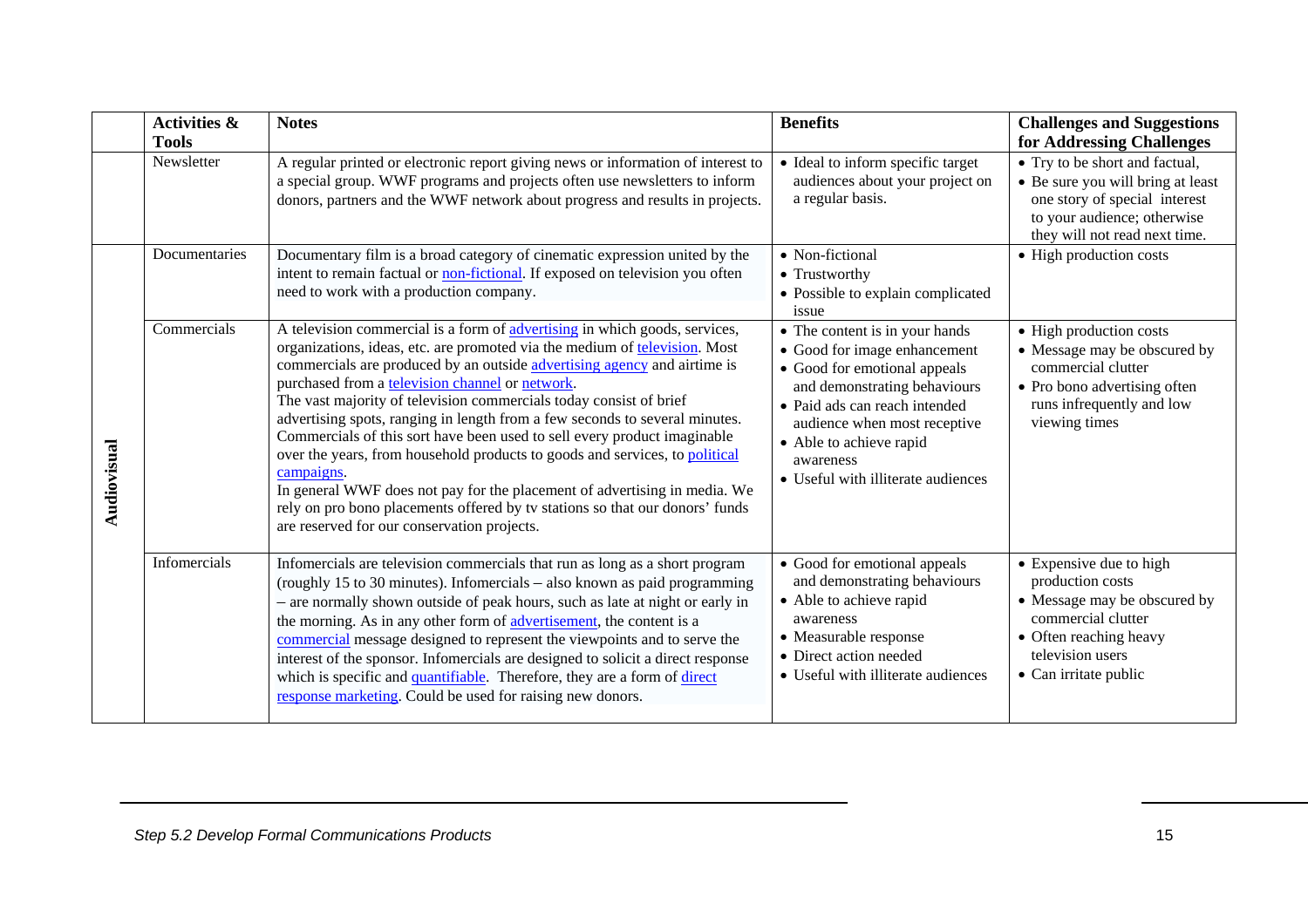| | Activities & Tools | Notes | Benefits | Challenges and Suggestions for Addressing Challenges |
|---|---|---|---|---|
| | Newsletter | A regular printed or electronic report giving news or information of interest to a special group. WWF programs and projects often use newsletters to inform donors, partners and the WWF network about progress and results in projects. | • Ideal to inform specific target audiences about your project on a regular basis. | • Try to be short and factual,<br>• Be sure you will bring at least one story of special interest to your audience; otherwise they will not read next time. |
| Audiovisual | Documentaries | Documentary film is a broad category of cinematic expression united by the intent to remain factual or non-fictional. If exposed on television you often need to work with a production company. | • Non-fictional<br>• Trustworthy<br>• Possible to explain complicated issue | • High production costs |
| | Commercials | A television commercial is a form of advertising in which goods, services, organizations, ideas, etc. are promoted via the medium of television. Most commercials are produced by an outside advertising agency and airtime is purchased from a television channel or network.<br>The vast majority of television commercials today consist of brief advertising spots, ranging in length from a few seconds to several minutes. Commercials of this sort have been used to sell every product imaginable over the years, from household products to goods and services, to political campaigns.<br>In general WWF does not pay for the placement of advertising in media. We rely on pro bono placements offered by tv stations so that our donors' funds are reserved for our conservation projects. | • The content is in your hands<br>• Good for image enhancement<br>• Good for emotional appeals and demonstrating behaviours<br>• Paid ads can reach intended audience when most receptive<br>• Able to achieve rapid awareness<br>• Useful with illiterate audiences | • High production costs<br>• Message may be obscured by commercial clutter<br>• Pro bono advertising often runs infrequently and low viewing times |
| | Infomercials | Infomercials are television commercials that run as long as a short program (roughly 15 to 30 minutes). Infomercials – also known as paid programming – are normally shown outside of peak hours, such as late at night or early in the morning. As in any other form of advertisement, the content is a commercial message designed to represent the viewpoints and to serve the interest of the sponsor. Infomercials are designed to solicit a direct response which is specific and quantifiable. Therefore, they are a form of direct response marketing. Could be used for raising new donors. | • Good for emotional appeals and demonstrating behaviours<br>• Able to achieve rapid awareness<br>• Measurable response<br>• Direct action needed<br>• Useful with illiterate audiences | • Expensive due to high production costs<br>• Message may be obscured by commercial clutter<br>• Often reaching heavy television users<br>• Can irritate public |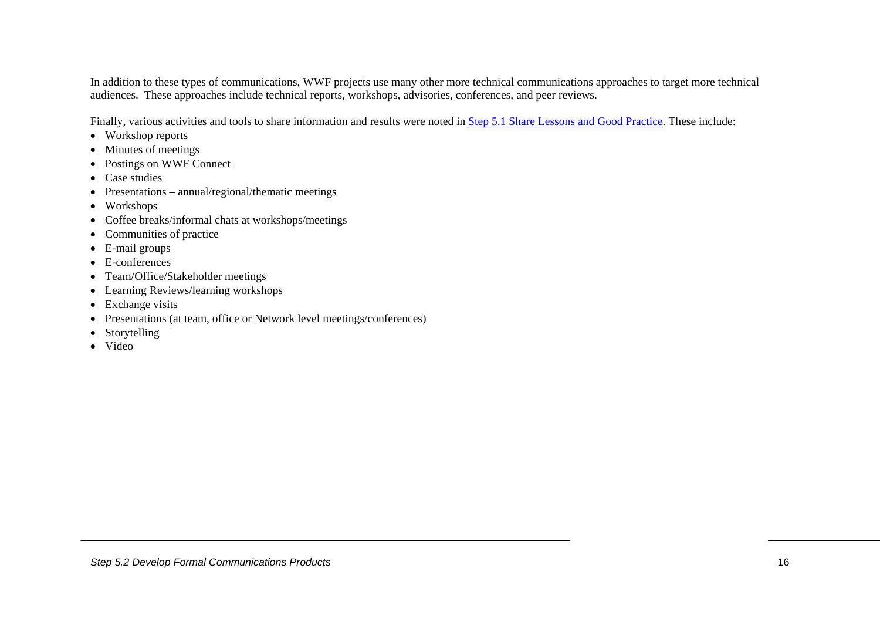In addition to these types of communications, WWF projects use many other more technical communications approaches to target more technical audiences. These approaches include technical reports, workshops, advisories, conferences, and peer reviews.

Finally, various activities and tools to share information and results were noted in [Step 5.1 Share Lessons and Good Practice](). These include:

- Workshop reports
- Minutes of meetings
- Postings on WWF Connect
- Case studies
- Presentations – annual/regional/thematic meetings
- Workshops
- Coffee breaks/informal chats at workshops/meetings
- Communities of practice
- E-mail groups
- E-conferences
- Team/Office/Stakeholder meetings
- Learning Reviews/learning workshops
- Exchange visits
- Presentations (at team, office or Network level meetings/conferences)
- Storytelling
- Video